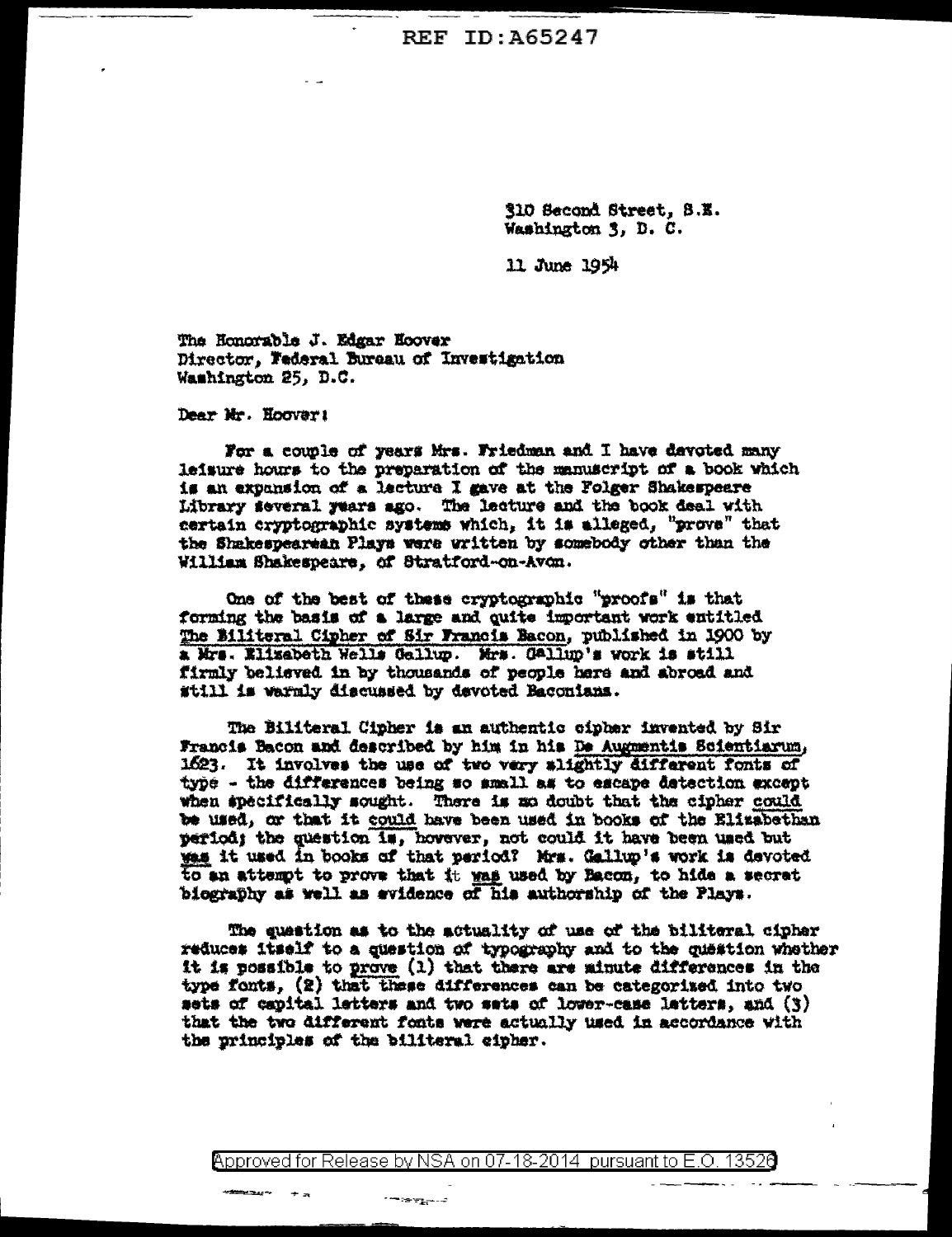310 Second Street, S.E.
Washington 3, D. C.

11 June 1954

The Honorable J. Edgar Hoover
Director, Federal Bureau of Investigation
Washington 25, D.C.

Dear Mr. Hoover:

For a couple of years Mrs. Friedman and I have devoted many leisure hours to the preparation of the manuscript of a book which is an expansion of a lecture I gave at the Folger Shakespeare Library several years ago. The lecture and the book deal with certain cryptographic systems which, it is alleged, "prove" that the Shakespearean Plays were written by somebody other than the William Shakespeare, of Stratford-on-Avon.

One of the best of these cryptographic "proofs" is that forming the basis of a large and quite important work entitled The Biliteral Cipher of Sir Francis Bacon, published in 1900 by a Mrs. Elizabeth Wells Gallup. Mrs. Gallup's work is still firmly believed in by thousands of people here and abroad and still is warmly discussed by devoted Baconians.

The Biliteral Cipher is an authentic cipher invented by Sir Francis Bacon and described by him in his De Augmentis Scientiarum, 1623. It involves the use of two very slightly different fonts of type - the differences being so small as to escape detection except when specifically sought. There is no doubt that the cipher could be used, or that it could have been used in books of the Elizabethan period; the question is, however, not could it have been used but was it used in books of that period? Mrs. Gallup's work is devoted to an attempt to prove that it was used by Bacon, to hide a secret biography as well as evidence of his authorship of the Plays.

The question as to the actuality of use of the biliteral cipher reduces itself to a question of typography and to the question whether it is possible to prove (1) that there are minute differences in the type fonts, (2) that these differences can be categorized into two sets of capital letters and two sets of lower-case letters, and (3) that the two different fonts were actually used in accordance with the principles of the biliteral cipher.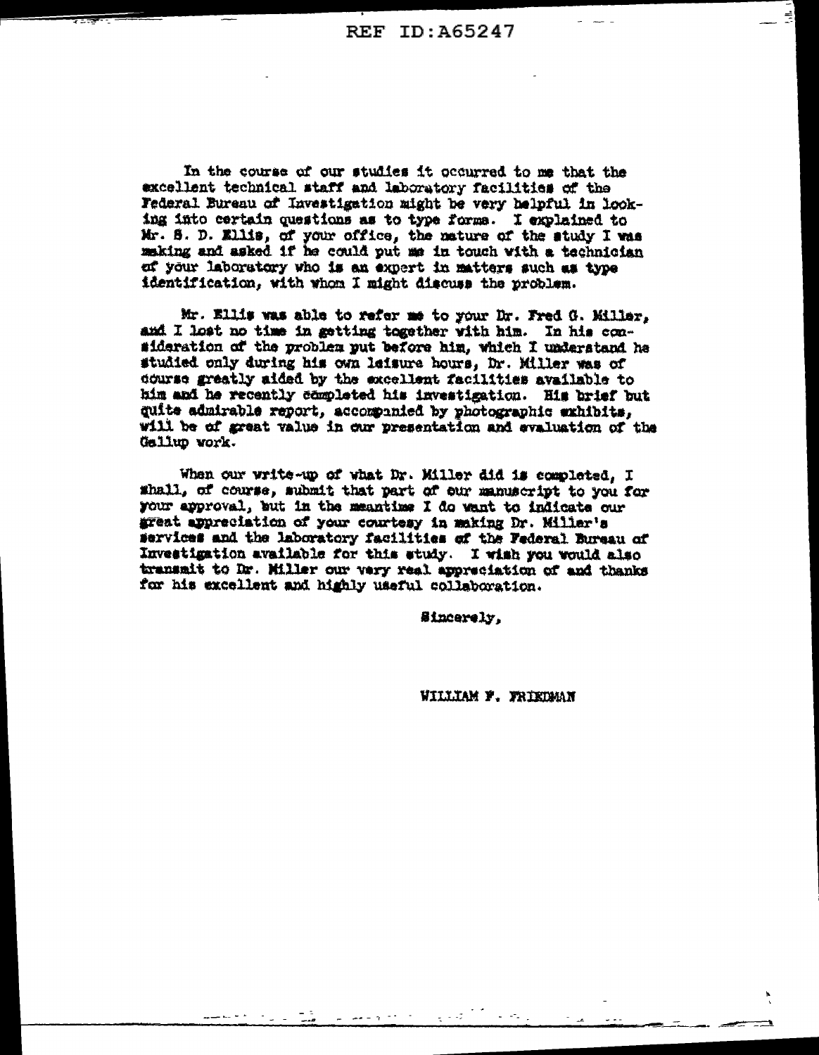REF ID:A65247

In the course of our studies it occurred to me that the excellent technical staff and laboratory facilities of the Federal Bureau of Investigation might be very helpful in looking into certain questions as to type forms. I explained to Mr. S. D. Ellis, of your office, the nature of the study I was making and asked if he could put me in touch with a technician of your laboratory who is an expert in matters such as type identification, with whom I might discuss the problem.

Mr. Ellis was able to refer me to your Dr. Fred G. Miller, and I lost no time in getting together with him. In his consideration of the problem put before him, which I understand he studied only during his own leisure hours, Dr. Miller was of course greatly aided by the excellent facilities available to him and he recently completed his investigation. His brief but quite admirable report, accompanied by photographic exhibits, will be of great value in our presentation and evaluation of the Gallup work.

When our write-up of what Dr. Miller did is completed, I shall, of course, submit that part of our manuscript to you for your approval, but in the meantime I do want to indicate our great appreciation of your courtesy in making Dr. Miller's services and the laboratory facilities of the Federal Bureau of Investigation available for this study. I wish you would also transmit to Dr. Miller our very real appreciation of and thanks for his excellent and highly useful collaboration.

Sincerely,

WILLIAM F. FRIEDMAN